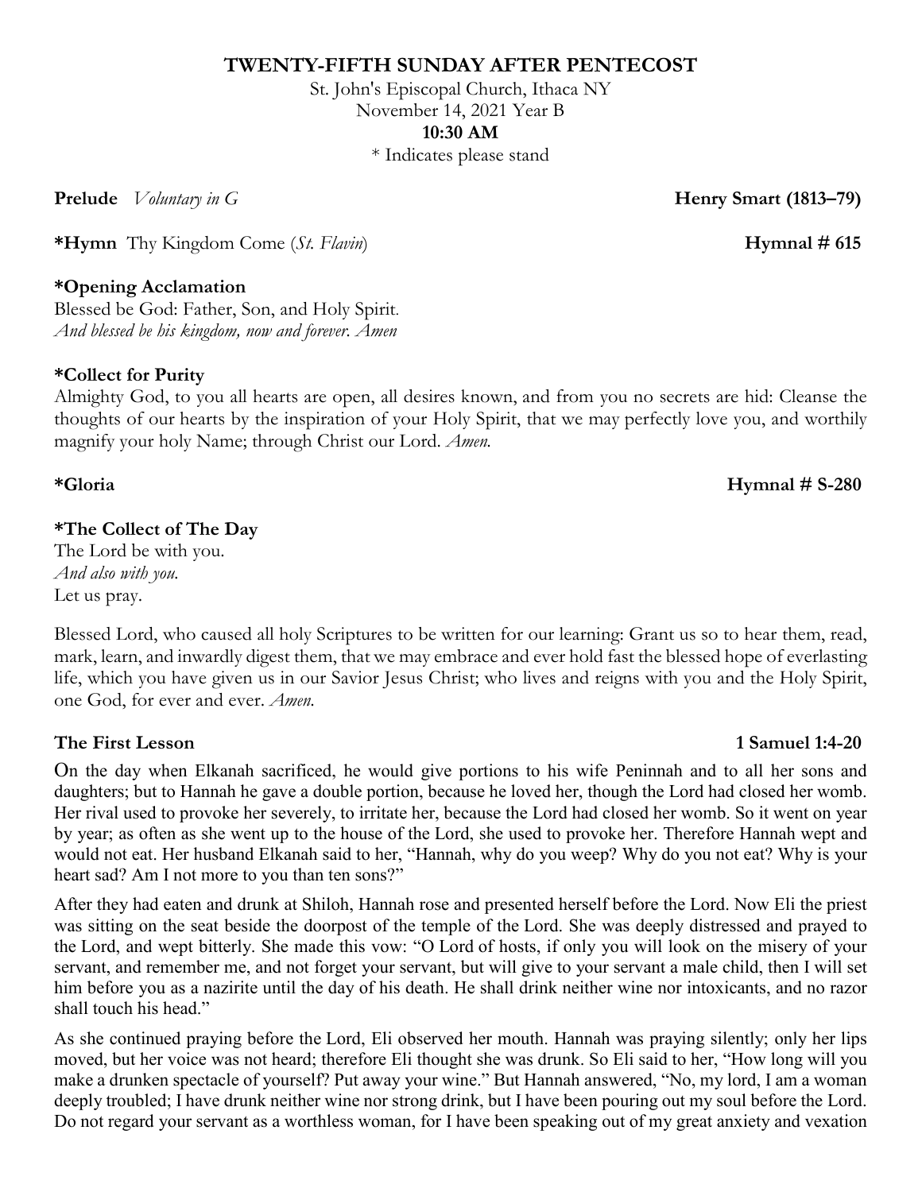# TWENTY-FIFTH SUNDAY AFTER PENTECOST

St. John's Episcopal Church, Ithaca NY
November 14, 2021 Year B
**10:30 AM**
* Indicates please stand

**Prelude** *Voluntary in G* **Henry Smart (1813–79)**

***Hymn** Thy Kingdom Come (*St. Flavin*) **Hymnal # 615**

***Opening Acclamation**

Blessed be God: Father, Son, and Holy Spirit.
*And blessed be his kingdom, now and forever. Amen*

***Collect for Purity**

Almighty God, to you all hearts are open, all desires known, and from you no secrets are hid: Cleanse the thoughts of our hearts by the inspiration of your Holy Spirit, that we may perfectly love you, and worthily magnify your holy Name; through Christ our Lord. *Amen.*

***Gloria** **Hymnal # S-280**

***The Collect of The Day**

The Lord be with you.
*And also with you.*
Let us pray.

Blessed Lord, who caused all holy Scriptures to be written for our learning: Grant us so to hear them, read, mark, learn, and inwardly digest them, that we may embrace and ever hold fast the blessed hope of everlasting life, which you have given us in our Savior Jesus Christ; who lives and reigns with you and the Holy Spirit, one God, for ever and ever. *Amen.*

**The First Lesson** **1 Samuel 1:4-20**

On the day when Elkanah sacrificed, he would give portions to his wife Peninnah and to all her sons and daughters; but to Hannah he gave a double portion, because he loved her, though the Lord had closed her womb. Her rival used to provoke her severely, to irritate her, because the Lord had closed her womb. So it went on year by year; as often as she went up to the house of the Lord, she used to provoke her. Therefore Hannah wept and would not eat. Her husband Elkanah said to her, "Hannah, why do you weep? Why do you not eat? Why is your heart sad? Am I not more to you than ten sons?"

After they had eaten and drunk at Shiloh, Hannah rose and presented herself before the Lord. Now Eli the priest was sitting on the seat beside the doorpost of the temple of the Lord. She was deeply distressed and prayed to the Lord, and wept bitterly. She made this vow: "O Lord of hosts, if only you will look on the misery of your servant, and remember me, and not forget your servant, but will give to your servant a male child, then I will set him before you as a nazirite until the day of his death. He shall drink neither wine nor intoxicants, and no razor shall touch his head."

As she continued praying before the Lord, Eli observed her mouth. Hannah was praying silently; only her lips moved, but her voice was not heard; therefore Eli thought she was drunk. So Eli said to her, "How long will you make a drunken spectacle of yourself? Put away your wine." But Hannah answered, "No, my lord, I am a woman deeply troubled; I have drunk neither wine nor strong drink, but I have been pouring out my soul before the Lord. Do not regard your servant as a worthless woman, for I have been speaking out of my great anxiety and vexation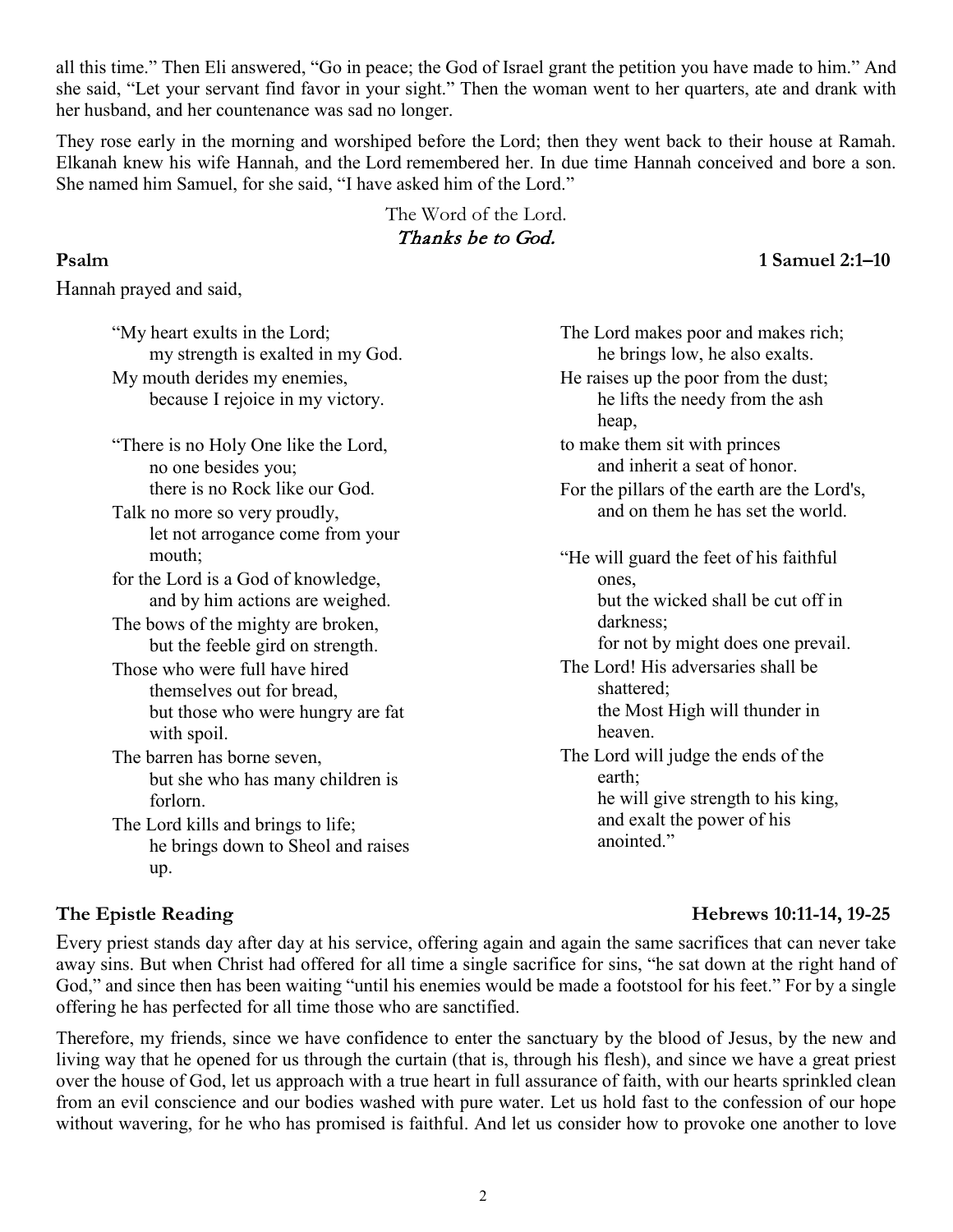all this time." Then Eli answered, "Go in peace; the God of Israel grant the petition you have made to him." And she said, "Let your servant find favor in your sight." Then the woman went to her quarters, ate and drank with her husband, and her countenance was sad no longer.

They rose early in the morning and worshiped before the Lord; then they went back to their house at Ramah. Elkanah knew his wife Hannah, and the Lord remembered her. In due time Hannah conceived and bore a son. She named him Samuel, for she said, "I have asked him of the Lord."

The Word of the Lord.
*Thanks be to God.*

**Psalm** **1 Samuel 2:1–10**

Hannah prayed and said,

"My heart exults in the Lord;
 my strength is exalted in my God.
My mouth derides my enemies,
 because I rejoice in my victory.

"There is no Holy One like the Lord,
 no one besides you;
 there is no Rock like our God.
Talk no more so very proudly,
 let not arrogance come from your mouth;
for the Lord is a God of knowledge,
 and by him actions are weighed.
The bows of the mighty are broken,
 but the feeble gird on strength.
Those who were full have hired themselves out for bread,
 but those who were hungry are fat with spoil.
The barren has borne seven,
 but she who has many children is forlorn.
The Lord kills and brings to life;
 he brings down to Sheol and raises up.
The Lord makes poor and makes rich;
 he brings low, he also exalts.
He raises up the poor from the dust;
 he lifts the needy from the ash heap,
to make them sit with princes
 and inherit a seat of honor.
For the pillars of the earth are the Lord's,
 and on them he has set the world.

"He will guard the feet of his faithful ones,
 but the wicked shall be cut off in darkness;
 for not by might does one prevail.
The Lord! His adversaries shall be shattered;
 the Most High will thunder in heaven.
The Lord will judge the ends of the earth;
 he will give strength to his king,
 and exalt the power of his anointed."

**The Epistle Reading** **Hebrews 10:11-14, 19-25**

Every priest stands day after day at his service, offering again and again the same sacrifices that can never take away sins. But when Christ had offered for all time a single sacrifice for sins, "he sat down at the right hand of God," and since then has been waiting "until his enemies would be made a footstool for his feet." For by a single offering he has perfected for all time those who are sanctified.

Therefore, my friends, since we have confidence to enter the sanctuary by the blood of Jesus, by the new and living way that he opened for us through the curtain (that is, through his flesh), and since we have a great priest over the house of God, let us approach with a true heart in full assurance of faith, with our hearts sprinkled clean from an evil conscience and our bodies washed with pure water. Let us hold fast to the confession of our hope without wavering, for he who has promised is faithful. And let us consider how to provoke one another to love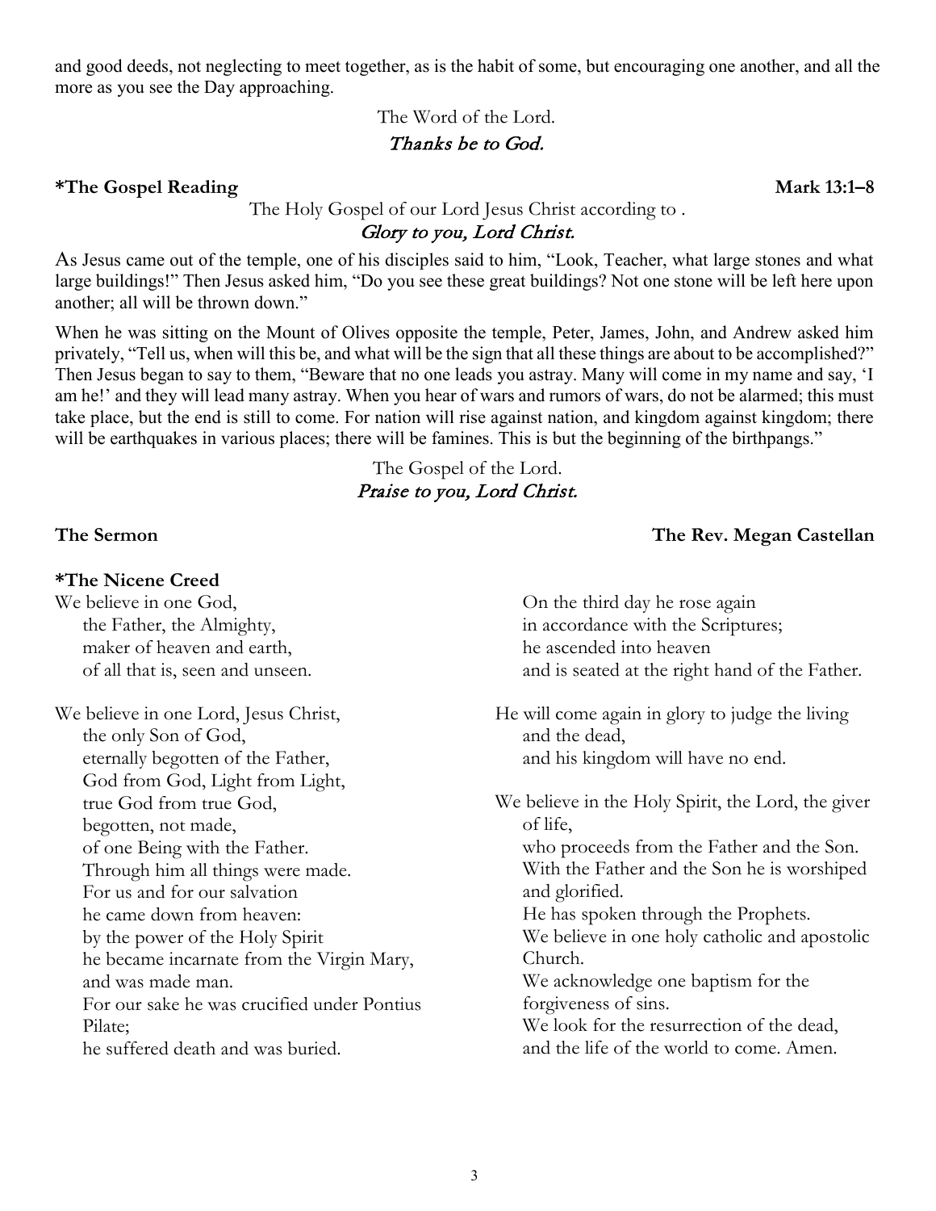and good deeds, not neglecting to meet together, as is the habit of some, but encouraging one another, and all the more as you see the Day approaching.

The Word of the Lord.
*Thanks be to God.*

**\*The Gospel Reading** **Mark 13:1–8**

The Holy Gospel of our Lord Jesus Christ according to .
*Glory to you, Lord Christ.*

As Jesus came out of the temple, one of his disciples said to him, "Look, Teacher, what large stones and what large buildings!" Then Jesus asked him, "Do you see these great buildings? Not one stone will be left here upon another; all will be thrown down."

When he was sitting on the Mount of Olives opposite the temple, Peter, James, John, and Andrew asked him privately, "Tell us, when will this be, and what will be the sign that all these things are about to be accomplished?" Then Jesus began to say to them, "Beware that no one leads you astray. Many will come in my name and say, 'I am he!' and they will lead many astray. When you hear of wars and rumors of wars, do not be alarmed; this must take place, but the end is still to come. For nation will rise against nation, and kingdom against kingdom; there will be earthquakes in various places; there will be famines. This is but the beginning of the birthpangs."

The Gospel of the Lord.
*Praise to you, Lord Christ.*

**The Sermon** **The Rev. Megan Castellan**

**\*The Nicene Creed**

We believe in one God,
the Father, the Almighty,
maker of heaven and earth,
of all that is, seen and unseen.

We believe in one Lord, Jesus Christ,
the only Son of God,
eternally begotten of the Father,
God from God, Light from Light,
true God from true God,
begotten, not made,
of one Being with the Father.
Through him all things were made.
For us and for our salvation
he came down from heaven:
by the power of the Holy Spirit
he became incarnate from the Virgin Mary,
and was made man.
For our sake he was crucified under Pontius Pilate;
he suffered death and was buried.
On the third day he rose again
in accordance with the Scriptures;
he ascended into heaven
and is seated at the right hand of the Father.

He will come again in glory to judge the living and the dead,
and his kingdom will have no end.

We believe in the Holy Spirit, the Lord, the giver of life,
who proceeds from the Father and the Son.
With the Father and the Son he is worshiped and glorified.
He has spoken through the Prophets.
We believe in one holy catholic and apostolic Church.
We acknowledge one baptism for the forgiveness of sins.
We look for the resurrection of the dead,
and the life of the world to come. Amen.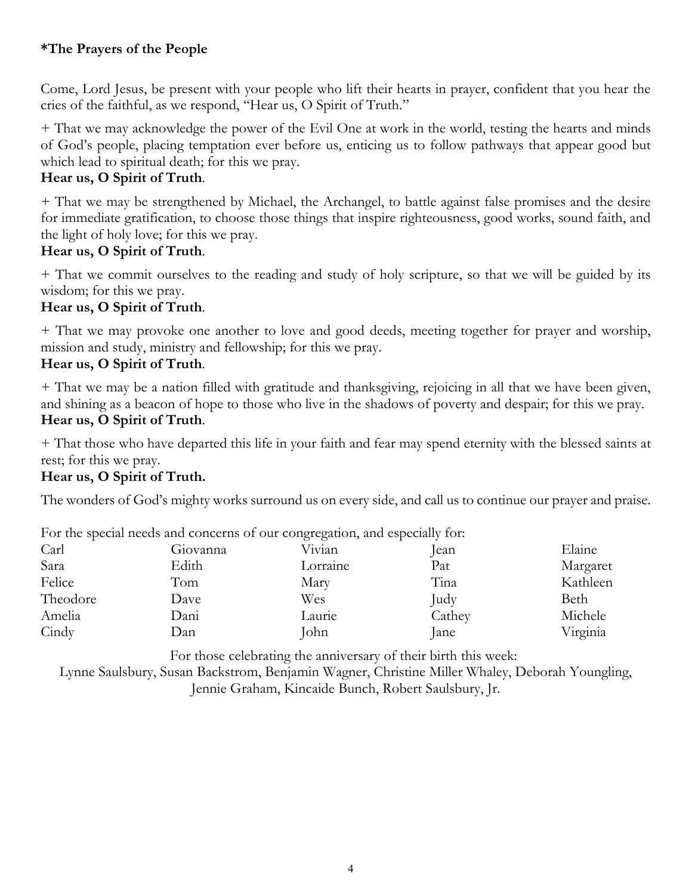**\*The Prayers of the People**

Come, Lord Jesus, be present with your people who lift their hearts in prayer, confident that you hear the cries of the faithful, as we respond, "Hear us, O Spirit of Truth."

+ That we may acknowledge the power of the Evil One at work in the world, testing the hearts and minds of God's people, placing temptation ever before us, enticing us to follow pathways that appear good but which lead to spiritual death; for this we pray.
**Hear us, O Spirit of Truth**.

+ That we may be strengthened by Michael, the Archangel, to battle against false promises and the desire for immediate gratification, to choose those things that inspire righteousness, good works, sound faith, and the light of holy love; for this we pray.
**Hear us, O Spirit of Truth**.

+ That we commit ourselves to the reading and study of holy scripture, so that we will be guided by its wisdom; for this we pray.
**Hear us, O Spirit of Truth**.

+ That we may provoke one another to love and good deeds, meeting together for prayer and worship, mission and study, ministry and fellowship; for this we pray.
**Hear us, O Spirit of Truth**.

+ That we may be a nation filled with gratitude and thanksgiving, rejoicing in all that we have been given, and shining as a beacon of hope to those who live in the shadows of poverty and despair; for this we pray.
**Hear us, O Spirit of Truth**.

+ That those who have departed this life in your faith and fear may spend eternity with the blessed saints at rest; for this we pray.
**Hear us, O Spirit of Truth.**

The wonders of God's mighty works surround us on every side, and call us to continue our prayer and praise.

For the special needs and concerns of our congregation, and especially for:

| | | | | |
|---|---|---|---|---|
| Carl | Giovanna | Vivian | Jean | Elaine |
| Sara | Edith | Lorraine | Pat | Margaret |
| Felice | Tom | Mary | Tina | Kathleen |
| Theodore | Dave | Wes | Judy | Beth |
| Amelia | Dani | Laurie | Cathey | Michele |
| Cindy | Dan | John | Jane | Virginia |

For those celebrating the anniversary of their birth this week:
Lynne Saulsbury, Susan Backstrom, Benjamin Wagner, Christine Miller Whaley, Deborah Youngling, Jennie Graham, Kincaide Bunch, Robert Saulsbury, Jr.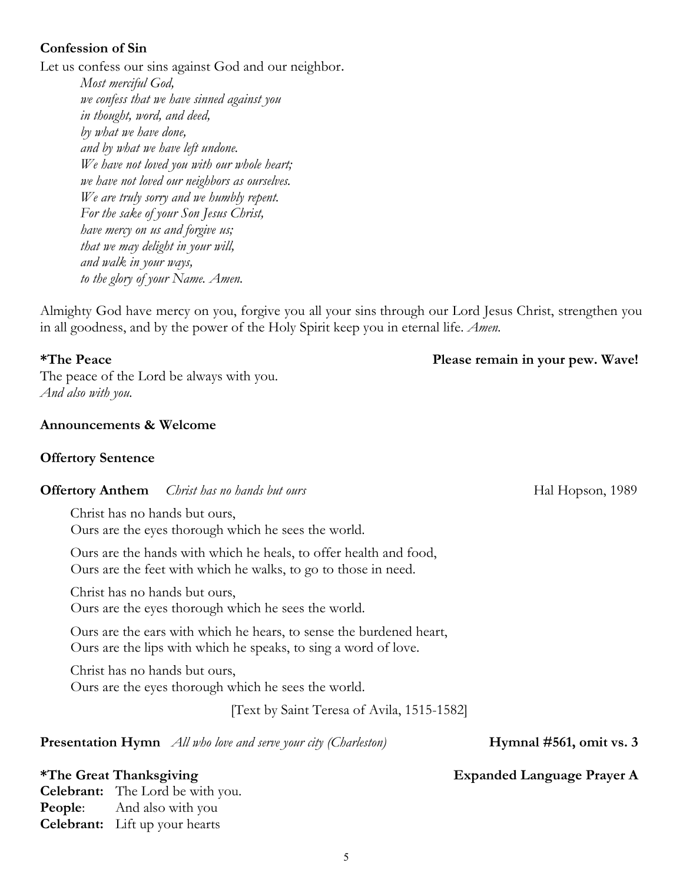**Confession of Sin**

Let us confess our sins against God and our neighbor.

*Most merciful God,*
*we confess that we have sinned against you*
*in thought, word, and deed,*
*by what we have done,*
*and by what we have left undone.*
*We have not loved you with our whole heart;*
*we have not loved our neighbors as ourselves.*
*We are truly sorry and we humbly repent.*
*For the sake of your Son Jesus Christ,*
*have mercy on us and forgive us;*
*that we may delight in your will,*
*and walk in your ways,*
*to the glory of your Name. Amen.*

Almighty God have mercy on you, forgive you all your sins through our Lord Jesus Christ, strengthen you in all goodness, and by the power of the Holy Spirit keep you in eternal life. *Amen.*

**\*The Peace** **Please remain in your pew. Wave!**

The peace of the Lord be always with you.
*And also with you.*

**Announcements & Welcome**

**Offertory Sentence**

**Offertory Anthem** *Christ has no hands but ours* Hal Hopson, 1989

Christ has no hands but ours,
Ours are the eyes thorough which he sees the world.

Ours are the hands with which he heals, to offer health and food,
Ours are the feet with which he walks, to go to those in need.

Christ has no hands but ours,
Ours are the eyes thorough which he sees the world.

Ours are the ears with which he hears, to sense the burdened heart,
Ours are the lips with which he speaks, to sing a word of love.

Christ has no hands but ours,
Ours are the eyes thorough which he sees the world.

[Text by Saint Teresa of Avila, 1515-1582]

**Presentation Hymn** *All who love and serve your city (Charleston)* **Hymnal #561, omit vs. 3**

**\*The Great Thanksgiving** **Expanded Language Prayer A**

**Celebrant:** The Lord be with you.
**People**: And also with you
**Celebrant:** Lift up your hearts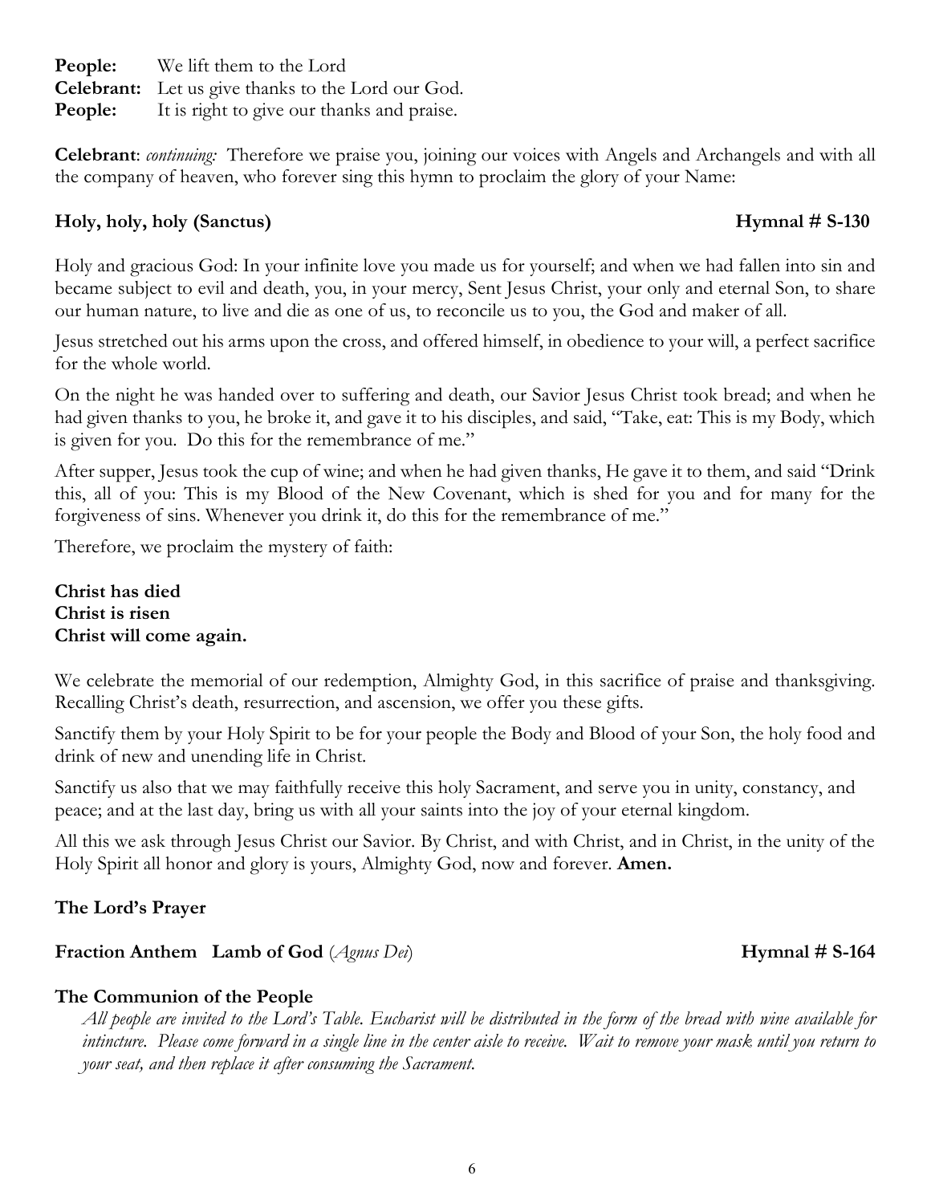**People:** We lift them to the Lord
**Celebrant:** Let us give thanks to the Lord our God.
**People:** It is right to give our thanks and praise.

**Celebrant**: *continuing:* Therefore we praise you, joining our voices with Angels and Archangels and with all the company of heaven, who forever sing this hymn to proclaim the glory of your Name:

**Holy, holy, holy (Sanctus)** **Hymnal # S-130**

Holy and gracious God: In your infinite love you made us for yourself; and when we had fallen into sin and became subject to evil and death, you, in your mercy, Sent Jesus Christ, your only and eternal Son, to share our human nature, to live and die as one of us, to reconcile us to you, the God and maker of all.

Jesus stretched out his arms upon the cross, and offered himself, in obedience to your will, a perfect sacrifice for the whole world.

On the night he was handed over to suffering and death, our Savior Jesus Christ took bread; and when he had given thanks to you, he broke it, and gave it to his disciples, and said, "Take, eat: This is my Body, which is given for you. Do this for the remembrance of me."

After supper, Jesus took the cup of wine; and when he had given thanks, He gave it to them, and said "Drink this, all of you: This is my Blood of the New Covenant, which is shed for you and for many for the forgiveness of sins. Whenever you drink it, do this for the remembrance of me."

Therefore, we proclaim the mystery of faith:

**Christ has died**
**Christ is risen**
**Christ will come again.**

We celebrate the memorial of our redemption, Almighty God, in this sacrifice of praise and thanksgiving. Recalling Christ's death, resurrection, and ascension, we offer you these gifts.

Sanctify them by your Holy Spirit to be for your people the Body and Blood of your Son, the holy food and drink of new and unending life in Christ.

Sanctify us also that we may faithfully receive this holy Sacrament, and serve you in unity, constancy, and peace; and at the last day, bring us with all your saints into the joy of your eternal kingdom.

All this we ask through Jesus Christ our Savior. By Christ, and with Christ, and in Christ, in the unity of the Holy Spirit all honor and glory is yours, Almighty God, now and forever. **Amen.**

**The Lord's Prayer**

**Fraction Anthem Lamb of God** (*Agnus Dei*) **Hymnal # S-164**

**The Communion of the People**

*All people are invited to the Lord's Table. Eucharist will be distributed in the form of the bread with wine available for intincture. Please come forward in a single line in the center aisle to receive. Wait to remove your mask until you return to your seat, and then replace it after consuming the Sacrament.*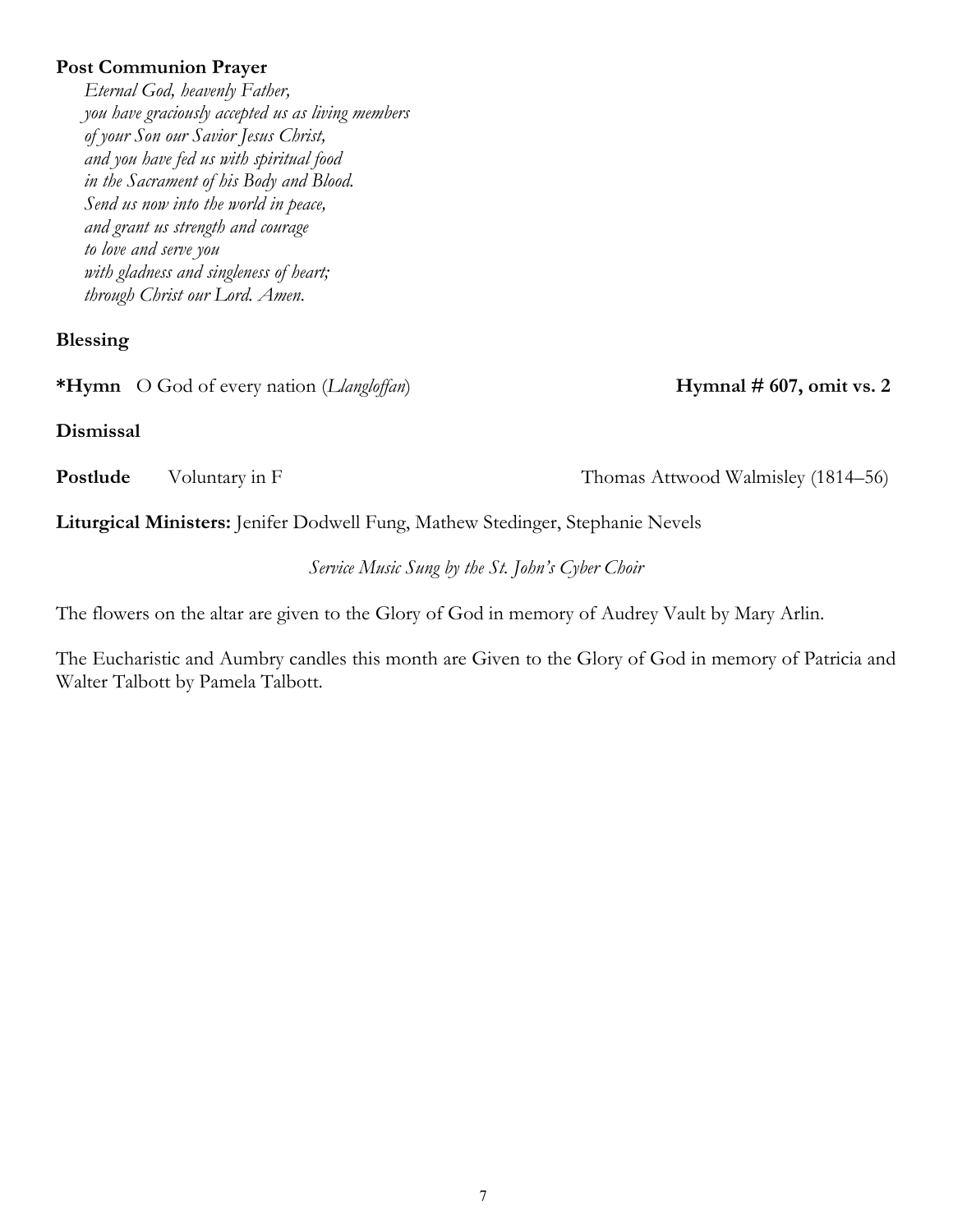**Post Communion Prayer**

*Eternal God, heavenly Father,*
*you have graciously accepted us as living members*
*of your Son our Savior Jesus Christ,*
*and you have fed us with spiritual food*
*in the Sacrament of his Body and Blood.*
*Send us now into the world in peace,*
*and grant us strength and courage*
*to love and serve you*
*with gladness and singleness of heart;*
*through Christ our Lord. Amen.*

**Blessing**

***Hymn** O God of every nation (*Llangloffan*) **Hymnal # 607, omit vs. 2**

**Dismissal**

**Postlude** Voluntary in F Thomas Attwood Walmisley (1814–56)

**Liturgical Ministers:** Jenifer Dodwell Fung, Mathew Stedinger, Stephanie Nevels

*Service Music Sung by the St. John's Cyber Choir*

The flowers on the altar are given to the Glory of God in memory of Audrey Vault by Mary Arlin.

The Eucharistic and Aumbry candles this month are Given to the Glory of God in memory of Patricia and Walter Talbott by Pamela Talbott.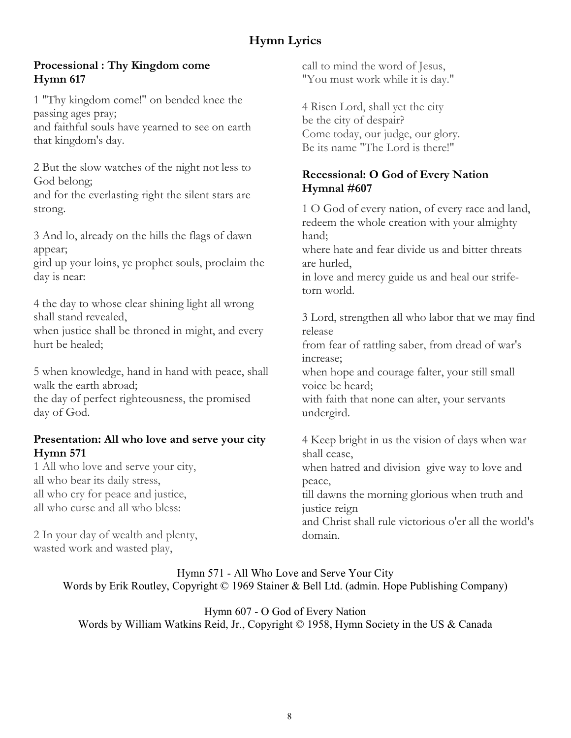# Hymn Lyrics

**Processional : Thy Kingdom come**
**Hymn 617**

1 "Thy kingdom come!" on bended knee the passing ages pray;
and faithful souls have yearned to see on earth that kingdom's day.

2 But the slow watches of the night not less to God belong;
and for the everlasting right the silent stars are strong.

3 And lo, already on the hills the flags of dawn appear;
gird up your loins, ye prophet souls, proclaim the day is near:

4 the day to whose clear shining light all wrong shall stand revealed,
when justice shall be throned in might, and every hurt be healed;

5 when knowledge, hand in hand with peace, shall walk the earth abroad;
the day of perfect righteousness, the promised day of God.

**Presentation: All who love and serve your city**
**Hymn 571**

1 All who love and serve your city,
all who bear its daily stress,
all who cry for peace and justice,
all who curse and all who bless:

2 In your day of wealth and plenty,
wasted work and wasted play,
call to mind the word of Jesus,
"You must work while it is day."

4 Risen Lord, shall yet the city
be the city of despair?
Come today, our judge, our glory.
Be its name "The Lord is there!"

**Recessional: O God of Every Nation**
**Hymnal #607**

1 O God of every nation, of every race and land,
redeem the whole creation with your almighty hand;
where hate and fear divide us and bitter threats are hurled,
in love and mercy guide us and heal our strife-torn world.

3 Lord, strengthen all who labor that we may find release
from fear of rattling saber, from dread of war's increase;
when hope and courage falter, your still small voice be heard;
with faith that none can alter, your servants undergird.

4 Keep bright in us the vision of days when war shall cease,
when hatred and division give way to love and peace,
till dawns the morning glorious when truth and justice reign
and Christ shall rule victorious o'er all the world's domain.

Hymn 571 - All Who Love and Serve Your City
Words by Erik Routley, Copyright © 1969 Stainer & Bell Ltd. (admin. Hope Publishing Company)

Hymn 607 - O God of Every Nation
Words by William Watkins Reid, Jr., Copyright © 1958, Hymn Society in the US & Canada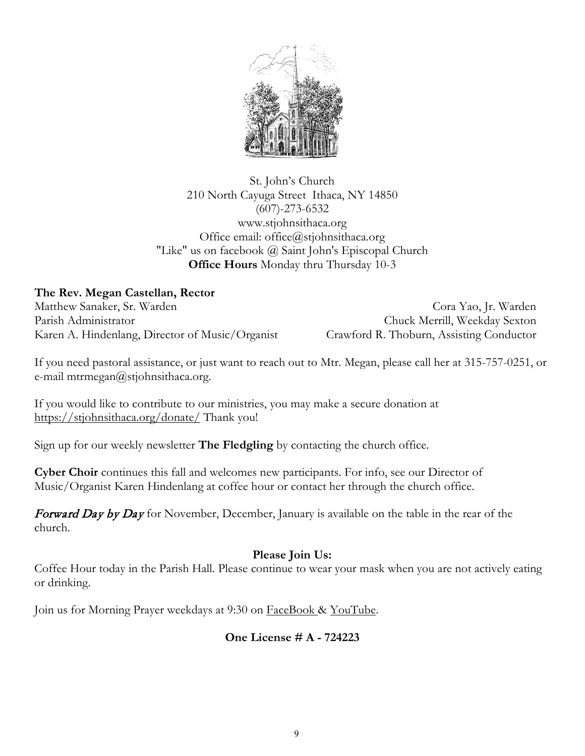St. John's Church
210 North Cayuga Street Ithaca, NY 14850
(607)-273-6532
www.stjohnsithaca.org
Office email: office@stjohnsithaca.org
"Like" us on facebook @ Saint John's Episcopal Church
**Office Hours** Monday thru Thursday 10-3

**The Rev. Megan Castellan, Rector**
Matthew Sanaker, Sr. Warden
Cora Yao, Jr. Warden
Parish Administrator
Chuck Merrill, Weekday Sexton
Karen A. Hindenlang, Director of Music/Organist
Crawford R. Thoburn, Assisting Conductor

If you need pastoral assistance, or just want to reach out to Mtr. Megan, please call her at 315-757-0251, or e-mail mtrmegan@stjohnsithaca.org.

If you would like to contribute to our ministries, you may make a secure donation at https://stjohnsithaca.org/donate/ Thank you!

Sign up for our weekly newsletter **The Fledgling** by contacting the church office.

**Cyber Choir** continues this fall and welcomes new participants. For info, see our Director of Music/Organist Karen Hindenlang at coffee hour or contact her through the church office.

***Forward Day by Day*** for November, December, January is available on the table in the rear of the church.

**Please Join Us:**

Coffee Hour today in the Parish Hall. Please continue to wear your mask when you are not actively eating or drinking.

Join us for Morning Prayer weekdays at 9:30 on FaceBook & YouTube.

**One License # A - 724223**